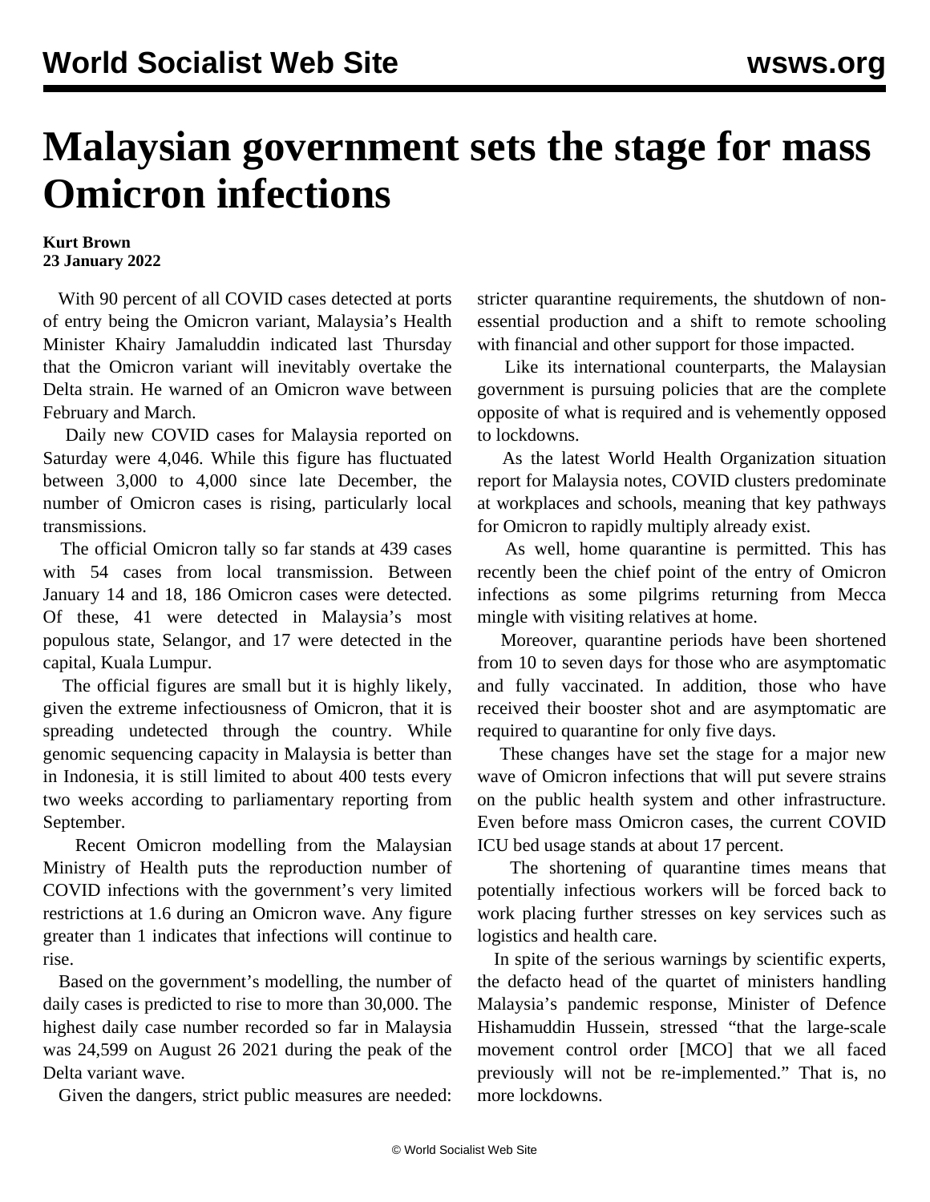# Malaysian government sets the stage for mass Omicron infections

**Kurt Brown**
**23 January 2022**

With 90 percent of all COVID cases detected at ports of entry being the Omicron variant, Malaysia's Health Minister Khairy Jamaluddin indicated last Thursday that the Omicron variant will inevitably overtake the Delta strain. He warned of an Omicron wave between February and March.

Daily new COVID cases for Malaysia reported on Saturday were 4,046. While this figure has fluctuated between 3,000 to 4,000 since late December, the number of Omicron cases is rising, particularly local transmissions.

The official Omicron tally so far stands at 439 cases with 54 cases from local transmission. Between January 14 and 18, 186 Omicron cases were detected. Of these, 41 were detected in Malaysia's most populous state, Selangor, and 17 were detected in the capital, Kuala Lumpur.

The official figures are small but it is highly likely, given the extreme infectiousness of Omicron, that it is spreading undetected through the country. While genomic sequencing capacity in Malaysia is better than in Indonesia, it is still limited to about 400 tests every two weeks according to parliamentary reporting from September.

Recent Omicron modelling from the Malaysian Ministry of Health puts the reproduction number of COVID infections with the government's very limited restrictions at 1.6 during an Omicron wave. Any figure greater than 1 indicates that infections will continue to rise.

Based on the government's modelling, the number of daily cases is predicted to rise to more than 30,000. The highest daily case number recorded so far in Malaysia was 24,599 on August 26 2021 during the peak of the Delta variant wave.

Given the dangers, strict public measures are needed: stricter quarantine requirements, the shutdown of non-essential production and a shift to remote schooling with financial and other support for those impacted.

Like its international counterparts, the Malaysian government is pursuing policies that are the complete opposite of what is required and is vehemently opposed to lockdowns.

As the latest World Health Organization situation report for Malaysia notes, COVID clusters predominate at workplaces and schools, meaning that key pathways for Omicron to rapidly multiply already exist.

As well, home quarantine is permitted. This has recently been the chief point of the entry of Omicron infections as some pilgrims returning from Mecca mingle with visiting relatives at home.

Moreover, quarantine periods have been shortened from 10 to seven days for those who are asymptomatic and fully vaccinated. In addition, those who have received their booster shot and are asymptomatic are required to quarantine for only five days.

These changes have set the stage for a major new wave of Omicron infections that will put severe strains on the public health system and other infrastructure. Even before mass Omicron cases, the current COVID ICU bed usage stands at about 17 percent.

The shortening of quarantine times means that potentially infectious workers will be forced back to work placing further stresses on key services such as logistics and health care.

In spite of the serious warnings by scientific experts, the defacto head of the quartet of ministers handling Malaysia's pandemic response, Minister of Defence Hishamuddin Hussein, stressed "that the large-scale movement control order [MCO] that we all faced previously will not be re-implemented." That is, no more lockdowns.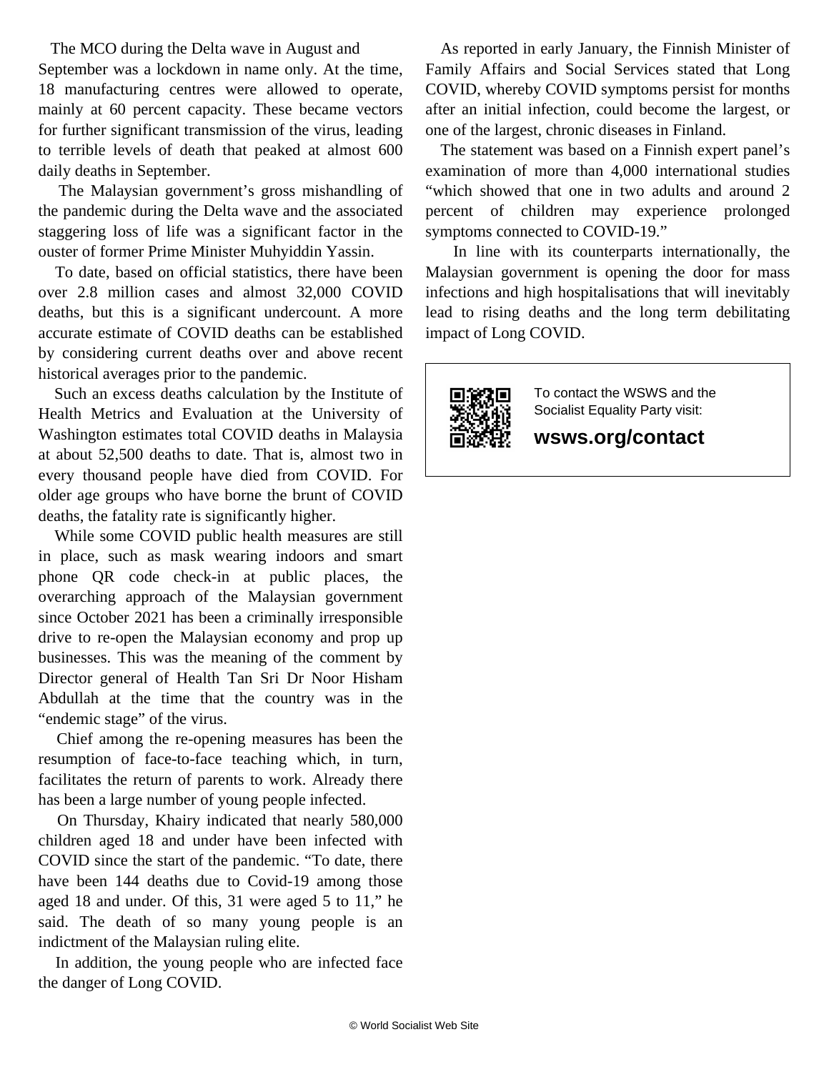The MCO during the Delta wave in August and September was a lockdown in name only. At the time, 18 manufacturing centres were allowed to operate, mainly at 60 percent capacity. These became vectors for further significant transmission of the virus, leading to terrible levels of death that peaked at almost 600 daily deaths in September.

The Malaysian government's gross mishandling of the pandemic during the Delta wave and the associated staggering loss of life was a significant factor in the ouster of former Prime Minister Muhyiddin Yassin.

To date, based on official statistics, there have been over 2.8 million cases and almost 32,000 COVID deaths, but this is a significant undercount. A more accurate estimate of COVID deaths can be established by considering current deaths over and above recent historical averages prior to the pandemic.

Such an excess deaths calculation by the Institute of Health Metrics and Evaluation at the University of Washington estimates total COVID deaths in Malaysia at about 52,500 deaths to date. That is, almost two in every thousand people have died from COVID. For older age groups who have borne the brunt of COVID deaths, the fatality rate is significantly higher.

While some COVID public health measures are still in place, such as mask wearing indoors and smart phone QR code check-in at public places, the overarching approach of the Malaysian government since October 2021 has been a criminally irresponsible drive to re-open the Malaysian economy and prop up businesses. This was the meaning of the comment by Director general of Health Tan Sri Dr Noor Hisham Abdullah at the time that the country was in the "endemic stage" of the virus.

Chief among the re-opening measures has been the resumption of face-to-face teaching which, in turn, facilitates the return of parents to work. Already there has been a large number of young people infected.

On Thursday, Khairy indicated that nearly 580,000 children aged 18 and under have been infected with COVID since the start of the pandemic. "To date, there have been 144 deaths due to Covid-19 among those aged 18 and under. Of this, 31 were aged 5 to 11," he said. The death of so many young people is an indictment of the Malaysian ruling elite.

In addition, the young people who are infected face the danger of Long COVID.

As reported in early January, the Finnish Minister of Family Affairs and Social Services stated that Long COVID, whereby COVID symptoms persist for months after an initial infection, could become the largest, or one of the largest, chronic diseases in Finland.

The statement was based on a Finnish expert panel's examination of more than 4,000 international studies "which showed that one in two adults and around 2 percent of children may experience prolonged symptoms connected to COVID-19."

In line with its counterparts internationally, the Malaysian government is opening the door for mass infections and high hospitalisations that will inevitably lead to rising deaths and the long term debilitating impact of Long COVID.

To contact the WSWS and the Socialist Equality Party visit:

**wsws.org/contact**